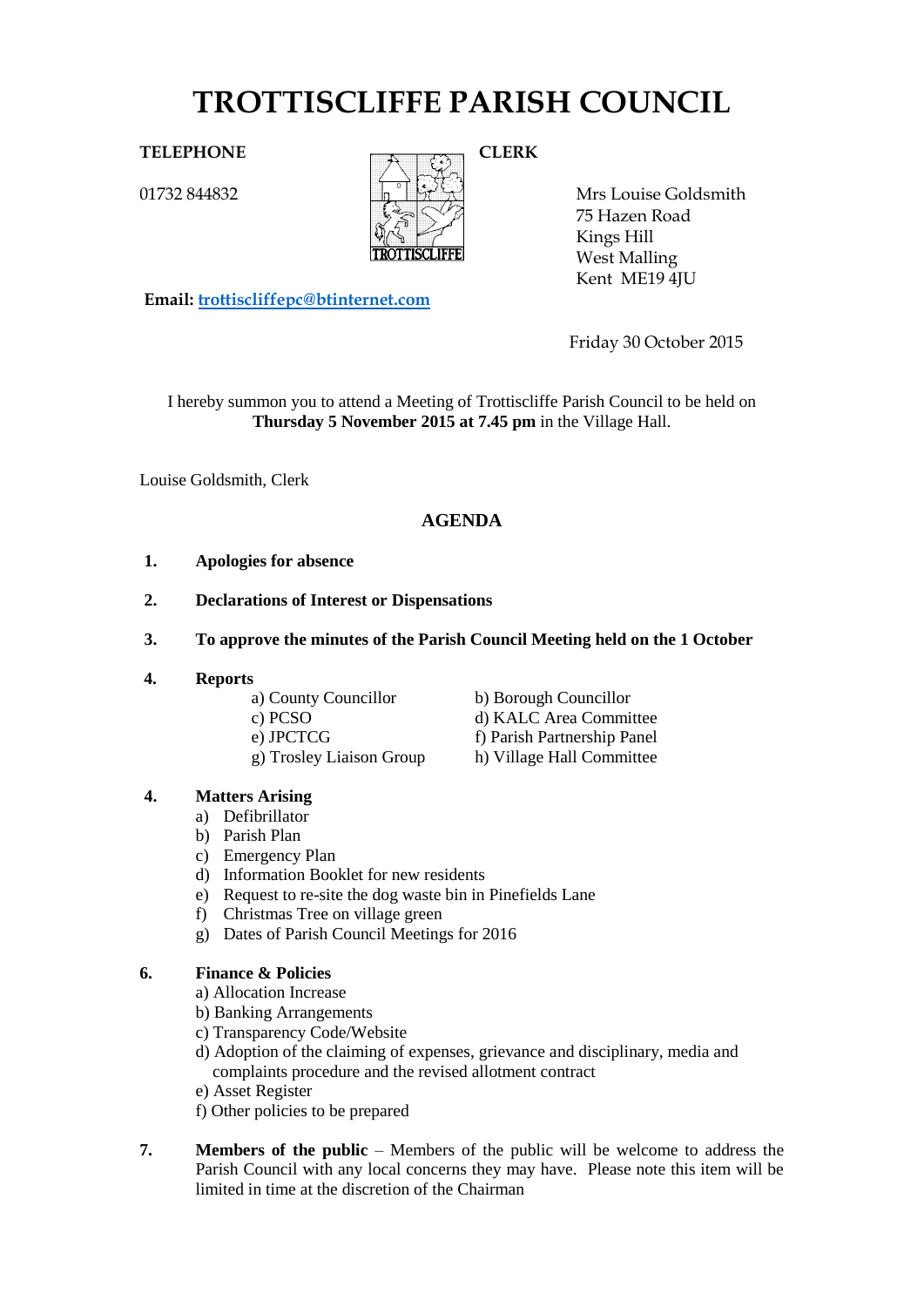# TROTTISCLIFFE PARISH COUNCIL

**TELEPHONE**

01732 844832

**CLERK**

Mrs Louise Goldsmith
75 Hazen Road
Kings Hill
West Malling
Kent ME19 4JU

**Email: trottiscliffepc@btinternet.com**

Friday 30 October 2015

I hereby summon you to attend a Meeting of Trottiscliffe Parish Council to be held on **Thursday 5 November 2015 at 7.45 pm** in the Village Hall.

Louise Goldsmith, Clerk

## AGENDA

**1. Apologies for absence**

**2. Declarations of Interest or Dispensations**

**3. To approve the minutes of the Parish Council Meeting held on the 1 October**

**4. Reports**

- a) County Councillor
- b) Borough Councillor
- c) PCSO
- d) KALC Area Committee
- e) JPCTCG
- f) Parish Partnership Panel
- g) Trosley Liaison Group
- h) Village Hall Committee

**4. Matters Arising**

- a) Defibrillator
- b) Parish Plan
- c) Emergency Plan
- d) Information Booklet for new residents
- e) Request to re-site the dog waste bin in Pinefields Lane
- f) Christmas Tree on village green
- g) Dates of Parish Council Meetings for 2016

**6. Finance & Policies**

- a) Allocation Increase
- b) Banking Arrangements
- c) Transparency Code/Website
- d) Adoption of the claiming of expenses, grievance and disciplinary, media and complaints procedure and the revised allotment contract
- e) Asset Register
- f) Other policies to be prepared

**7. Members of the public** – Members of the public will be welcome to address the Parish Council with any local concerns they may have. Please note this item will be limited in time at the discretion of the Chairman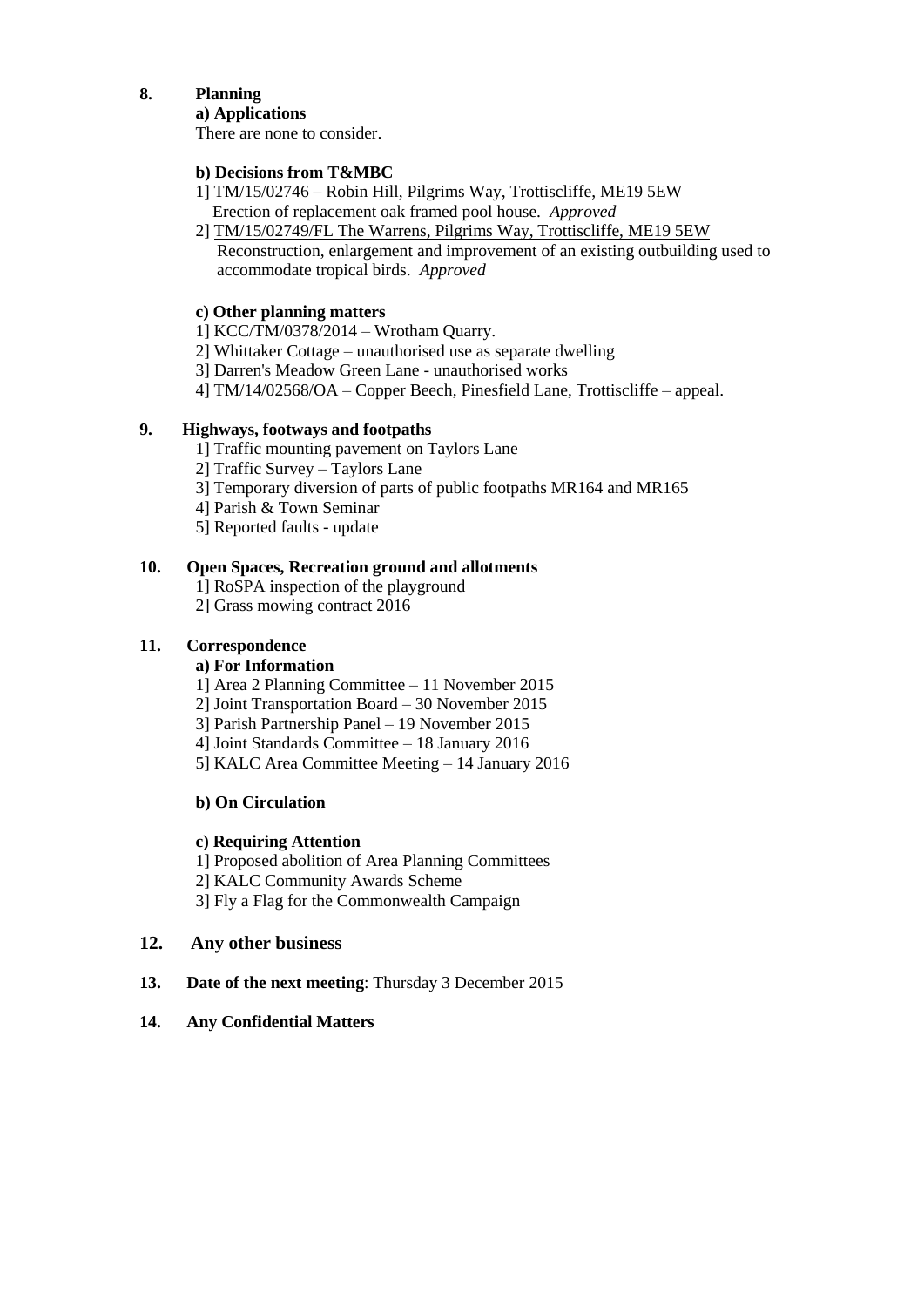**8. Planning**

**a) Applications**

There are none to consider.

**b) Decisions from T&MBC**

1] TM/15/02746 – Robin Hill, Pilgrims Way, Trottiscliffe, ME19 5EW
Erection of replacement oak framed pool house. *Approved*

2] TM/15/02749/FL The Warrens, Pilgrims Way, Trottiscliffe, ME19 5EW
Reconstruction, enlargement and improvement of an existing outbuilding used to accommodate tropical birds. *Approved*

**c) Other planning matters**

1] KCC/TM/0378/2014 – Wrotham Quarry.
2] Whittaker Cottage – unauthorised use as separate dwelling
3] Darren's Meadow Green Lane - unauthorised works
4] TM/14/02568/OA – Copper Beech, Pinesfield Lane, Trottiscliffe – appeal.

**9. Highways, footways and footpaths**

1] Traffic mounting pavement on Taylors Lane
2] Traffic Survey – Taylors Lane
3] Temporary diversion of parts of public footpaths MR164 and MR165
4] Parish & Town Seminar
5] Reported faults - update

**10. Open Spaces, Recreation ground and allotments**

1] RoSPA inspection of the playground
2] Grass mowing contract 2016

**11. Correspondence**

**a) For Information**

1] Area 2 Planning Committee – 11 November 2015
2] Joint Transportation Board – 30 November 2015
3] Parish Partnership Panel – 19 November 2015
4] Joint Standards Committee – 18 January 2016
5] KALC Area Committee Meeting – 14 January 2016

**b) On Circulation**

**c) Requiring Attention**

1] Proposed abolition of Area Planning Committees
2] KALC Community Awards Scheme
3] Fly a Flag for the Commonwealth Campaign

**12. Any other business**

**13. Date of the next meeting**: Thursday 3 December 2015

**14. Any Confidential Matters**